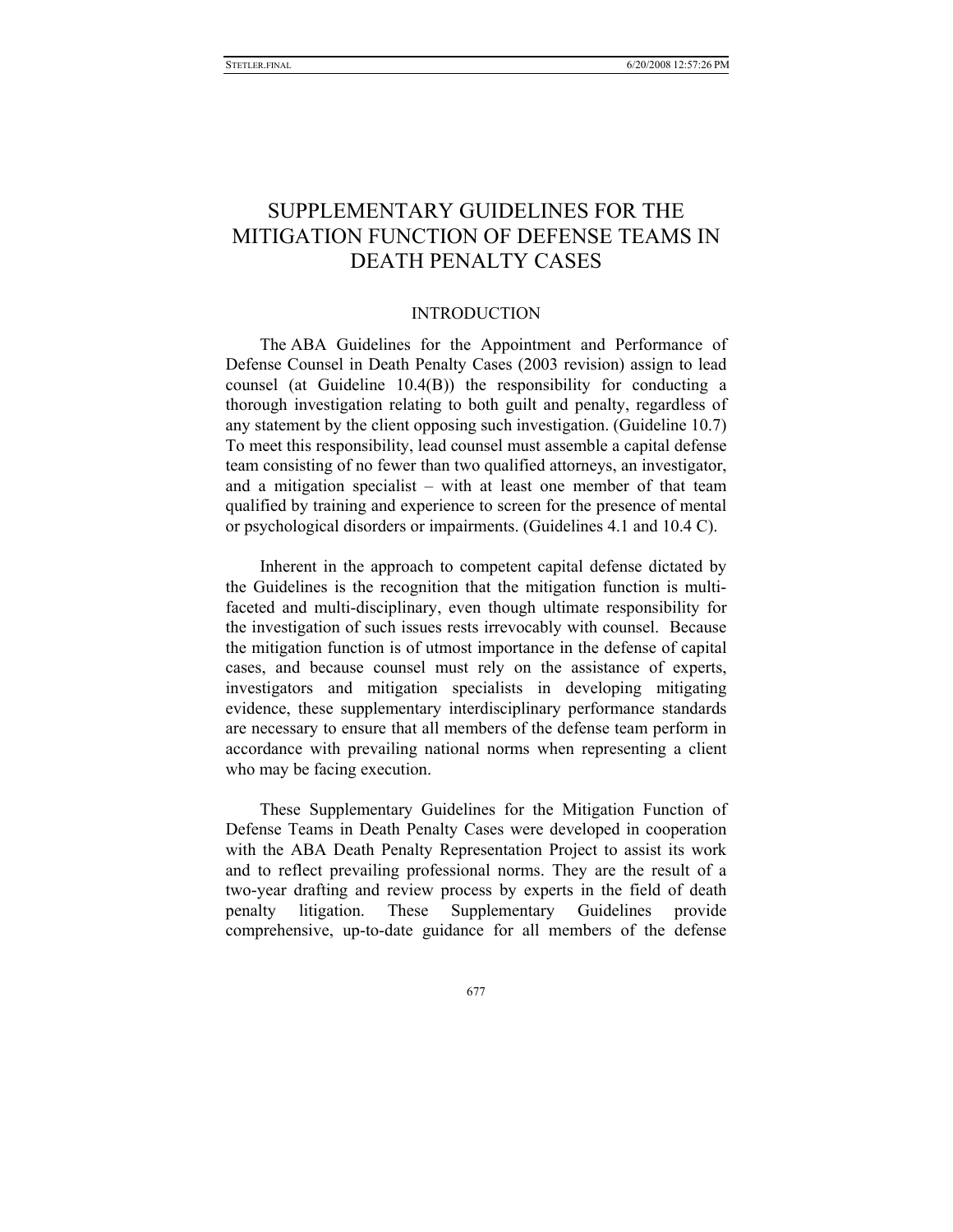# SUPPLEMENTARY GUIDELINES FOR THE MITIGATION FUNCTION OF DEFENSE TEAMS IN DEATH PENALTY CASES

## INTRODUCTION

The ABA Guidelines for the Appointment and Performance of Defense Counsel in Death Penalty Cases (2003 revision) assign to lead counsel (at Guideline 10.4(B)) the responsibility for conducting a thorough investigation relating to both guilt and penalty, regardless of any statement by the client opposing such investigation. (Guideline 10.7) To meet this responsibility, lead counsel must assemble a capital defense team consisting of no fewer than two qualified attorneys, an investigator, and a mitigation specialist – with at least one member of that team qualified by training and experience to screen for the presence of mental or psychological disorders or impairments. (Guidelines 4.1 and 10.4 C).

Inherent in the approach to competent capital defense dictated by the Guidelines is the recognition that the mitigation function is multi-faceted and multi-disciplinary, even though ultimate responsibility for the investigation of such issues rests irrevocably with counsel. Because the mitigation function is of utmost importance in the defense of capital cases, and because counsel must rely on the assistance of experts, investigators and mitigation specialists in developing mitigating evidence, these supplementary interdisciplinary performance standards are necessary to ensure that all members of the defense team perform in accordance with prevailing national norms when representing a client who may be facing execution.

These Supplementary Guidelines for the Mitigation Function of Defense Teams in Death Penalty Cases were developed in cooperation with the ABA Death Penalty Representation Project to assist its work and to reflect prevailing professional norms. They are the result of a two-year drafting and review process by experts in the field of death penalty litigation. These Supplementary Guidelines provide comprehensive, up-to-date guidance for all members of the defense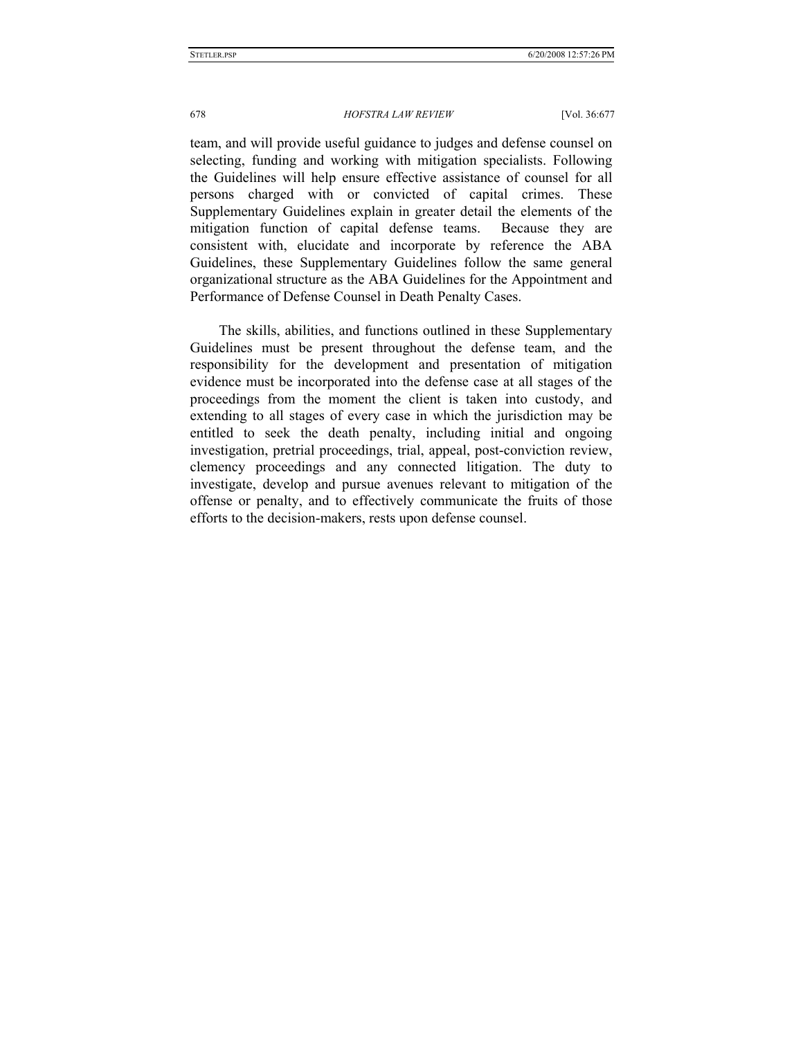team, and will provide useful guidance to judges and defense counsel on selecting, funding and working with mitigation specialists. Following the Guidelines will help ensure effective assistance of counsel for all persons charged with or convicted of capital crimes. These Supplementary Guidelines explain in greater detail the elements of the mitigation function of capital defense teams. Because they are consistent with, elucidate and incorporate by reference the ABA Guidelines, these Supplementary Guidelines follow the same general organizational structure as the ABA Guidelines for the Appointment and Performance of Defense Counsel in Death Penalty Cases.

The skills, abilities, and functions outlined in these Supplementary Guidelines must be present throughout the defense team, and the responsibility for the development and presentation of mitigation evidence must be incorporated into the defense case at all stages of the proceedings from the moment the client is taken into custody, and extending to all stages of every case in which the jurisdiction may be entitled to seek the death penalty, including initial and ongoing investigation, pretrial proceedings, trial, appeal, post-conviction review, clemency proceedings and any connected litigation. The duty to investigate, develop and pursue avenues relevant to mitigation of the offense or penalty, and to effectively communicate the fruits of those efforts to the decision-makers, rests upon defense counsel.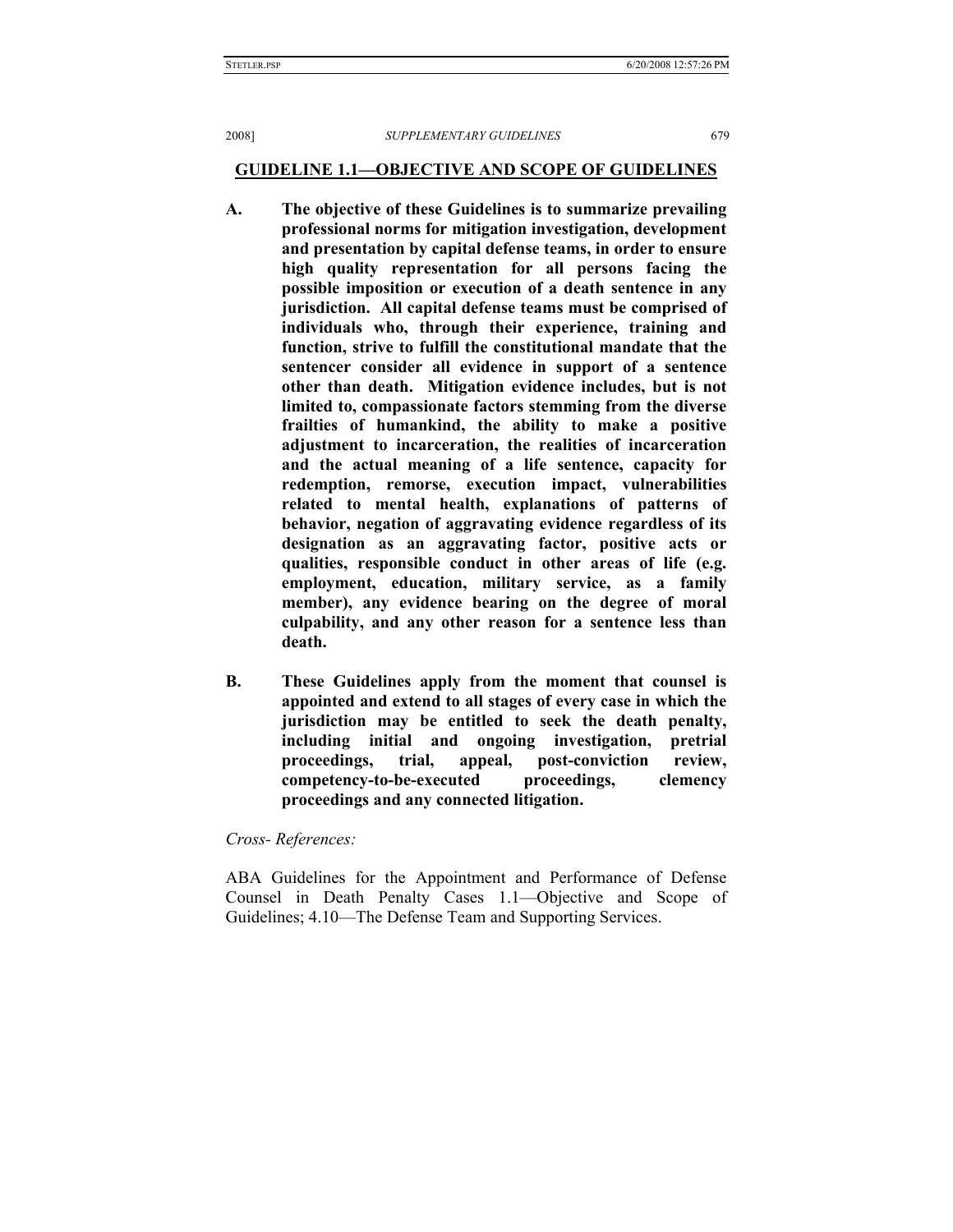## GUIDELINE 1.1—OBJECTIVE AND SCOPE OF GUIDELINES

**A. The objective of these Guidelines is to summarize prevailing professional norms for mitigation investigation, development and presentation by capital defense teams, in order to ensure high quality representation for all persons facing the possible imposition or execution of a death sentence in any jurisdiction. All capital defense teams must be comprised of individuals who, through their experience, training and function, strive to fulfill the constitutional mandate that the sentencer consider all evidence in support of a sentence other than death. Mitigation evidence includes, but is not limited to, compassionate factors stemming from the diverse frailties of humankind, the ability to make a positive adjustment to incarceration, the realities of incarceration and the actual meaning of a life sentence, capacity for redemption, remorse, execution impact, vulnerabilities related to mental health, explanations of patterns of behavior, negation of aggravating evidence regardless of its designation as an aggravating factor, positive acts or qualities, responsible conduct in other areas of life (e.g. employment, education, military service, as a family member), any evidence bearing on the degree of moral culpability, and any other reason for a sentence less than death.**

**B. These Guidelines apply from the moment that counsel is appointed and extend to all stages of every case in which the jurisdiction may be entitled to seek the death penalty, including initial and ongoing investigation, pretrial proceedings, trial, appeal, post-conviction review, competency-to-be-executed proceedings, clemency proceedings and any connected litigation.**

*Cross- References:*

ABA Guidelines for the Appointment and Performance of Defense Counsel in Death Penalty Cases 1.1—Objective and Scope of Guidelines; 4.10—The Defense Team and Supporting Services.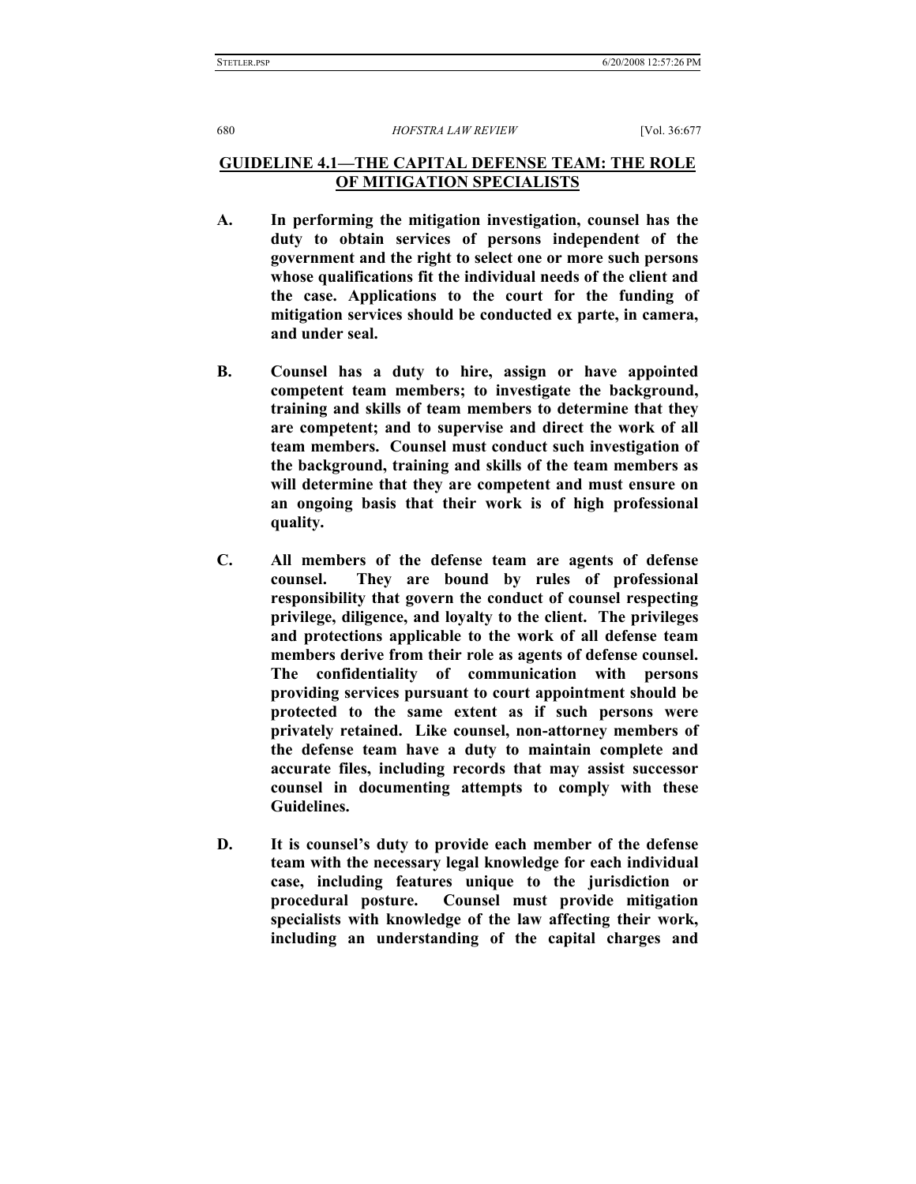## GUIDELINE 4.1—THE CAPITAL DEFENSE TEAM: THE ROLE OF MITIGATION SPECIALISTS

**A. In performing the mitigation investigation, counsel has the duty to obtain services of persons independent of the government and the right to select one or more such persons whose qualifications fit the individual needs of the client and the case. Applications to the court for the funding of mitigation services should be conducted ex parte, in camera, and under seal.**

**B. Counsel has a duty to hire, assign or have appointed competent team members; to investigate the background, training and skills of team members to determine that they are competent; and to supervise and direct the work of all team members. Counsel must conduct such investigation of the background, training and skills of the team members as will determine that they are competent and must ensure on an ongoing basis that their work is of high professional quality.**

**C. All members of the defense team are agents of defense counsel. They are bound by rules of professional responsibility that govern the conduct of counsel respecting privilege, diligence, and loyalty to the client. The privileges and protections applicable to the work of all defense team members derive from their role as agents of defense counsel. The confidentiality of communication with persons providing services pursuant to court appointment should be protected to the same extent as if such persons were privately retained. Like counsel, non-attorney members of the defense team have a duty to maintain complete and accurate files, including records that may assist successor counsel in documenting attempts to comply with these Guidelines.**

**D. It is counsel's duty to provide each member of the defense team with the necessary legal knowledge for each individual case, including features unique to the jurisdiction or procedural posture. Counsel must provide mitigation specialists with knowledge of the law affecting their work, including an understanding of the capital charges and**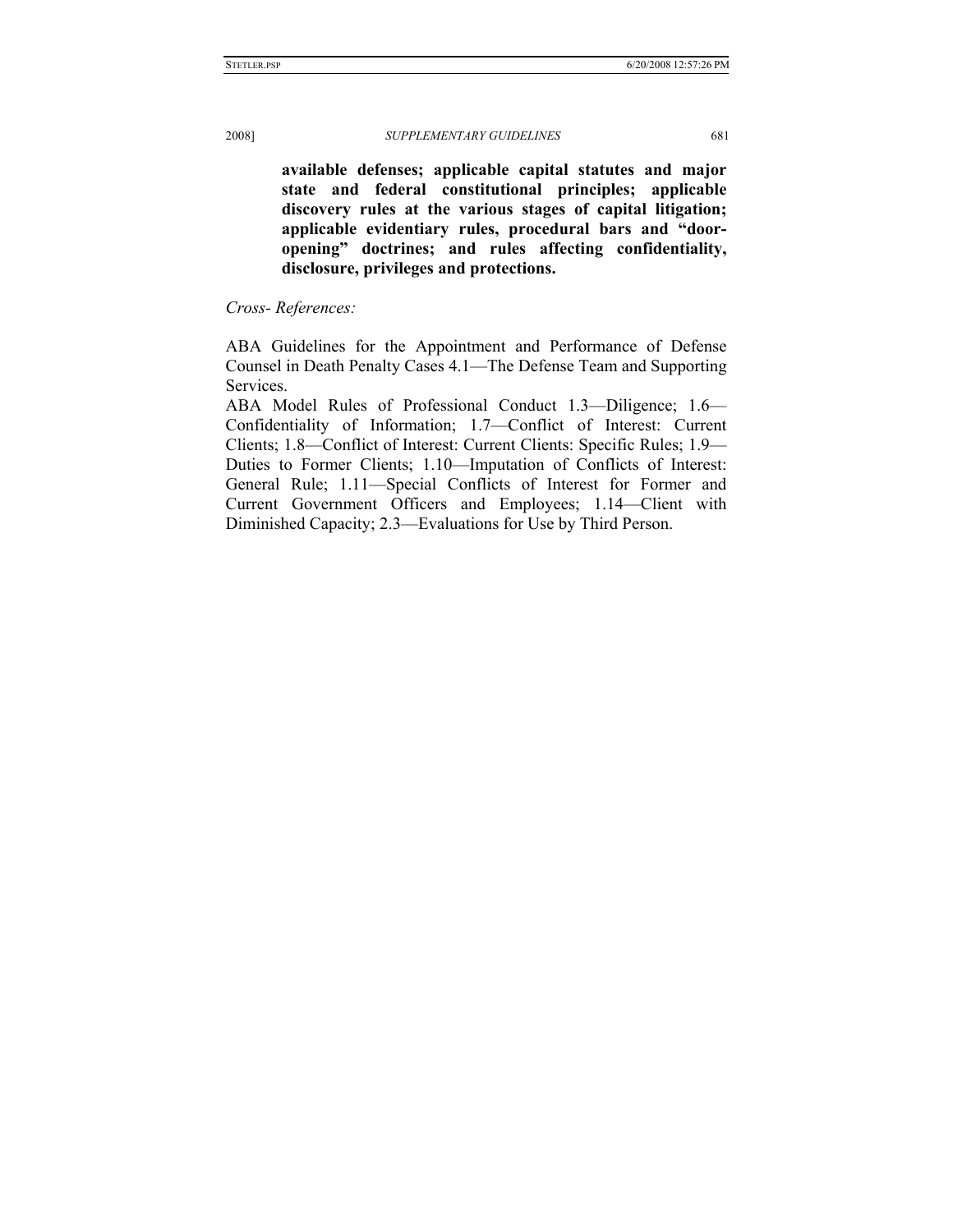**available defenses; applicable capital statutes and major state and federal constitutional principles; applicable discovery rules at the various stages of capital litigation; applicable evidentiary rules, procedural bars and "door-opening" doctrines; and rules affecting confidentiality, disclosure, privileges and protections.**

*Cross- References:*

ABA Guidelines for the Appointment and Performance of Defense Counsel in Death Penalty Cases 4.1—The Defense Team and Supporting Services.

ABA Model Rules of Professional Conduct 1.3—Diligence; 1.6—Confidentiality of Information; 1.7—Conflict of Interest: Current Clients; 1.8—Conflict of Interest: Current Clients: Specific Rules; 1.9—Duties to Former Clients; 1.10—Imputation of Conflicts of Interest: General Rule; 1.11—Special Conflicts of Interest for Former and Current Government Officers and Employees; 1.14—Client with Diminished Capacity; 2.3—Evaluations for Use by Third Person.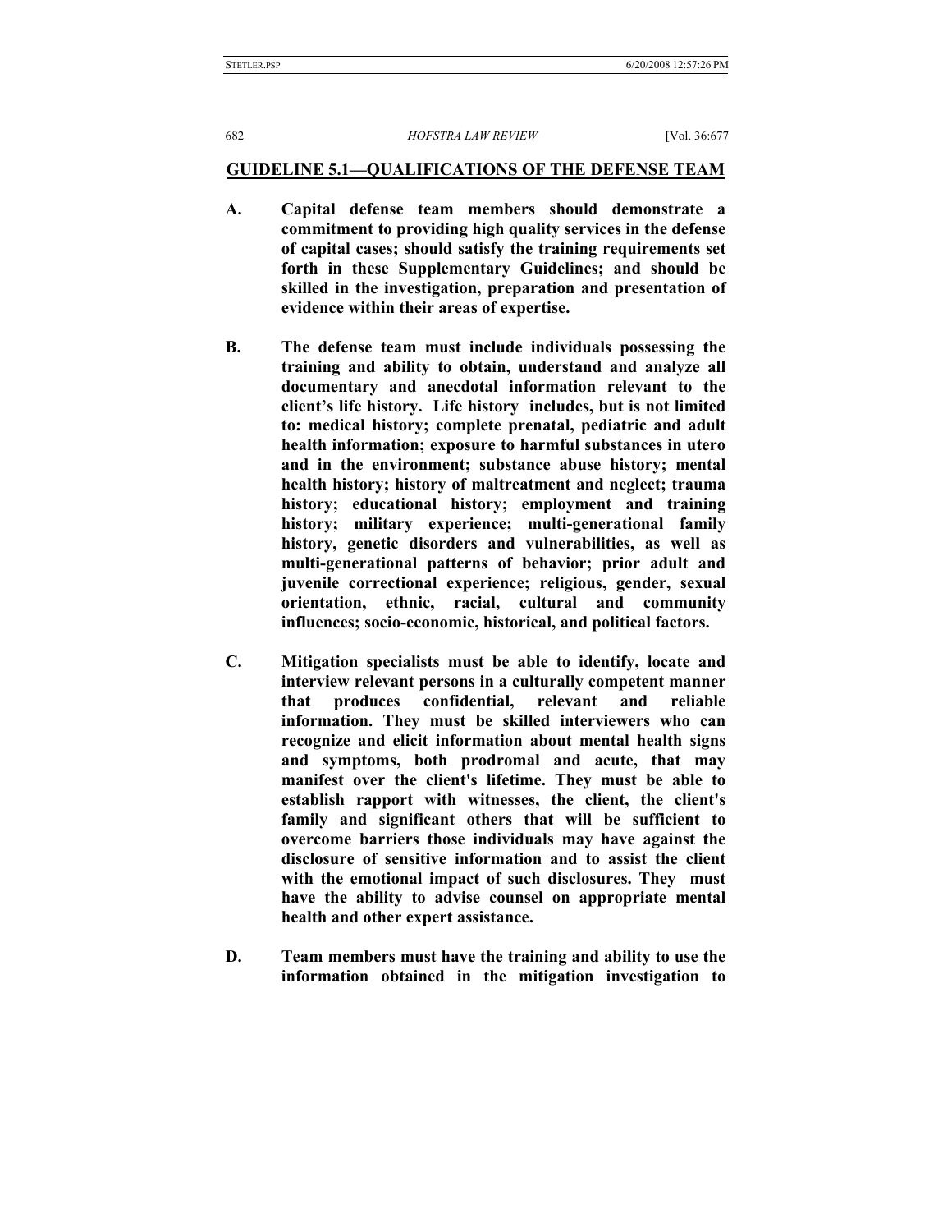## GUIDELINE 5.1—QUALIFICATIONS OF THE DEFENSE TEAM

**A. Capital defense team members should demonstrate a commitment to providing high quality services in the defense of capital cases; should satisfy the training requirements set forth in these Supplementary Guidelines; and should be skilled in the investigation, preparation and presentation of evidence within their areas of expertise.**

**B. The defense team must include individuals possessing the training and ability to obtain, understand and analyze all documentary and anecdotal information relevant to the client's life history. Life history includes, but is not limited to: medical history; complete prenatal, pediatric and adult health information; exposure to harmful substances in utero and in the environment; substance abuse history; mental health history; history of maltreatment and neglect; trauma history; educational history; employment and training history; military experience; multi-generational family history, genetic disorders and vulnerabilities, as well as multi-generational patterns of behavior; prior adult and juvenile correctional experience; religious, gender, sexual orientation, ethnic, racial, cultural and community influences; socio-economic, historical, and political factors.**

**C. Mitigation specialists must be able to identify, locate and interview relevant persons in a culturally competent manner that produces confidential, relevant and reliable information. They must be skilled interviewers who can recognize and elicit information about mental health signs and symptoms, both prodromal and acute, that may manifest over the client's lifetime. They must be able to establish rapport with witnesses, the client, the client's family and significant others that will be sufficient to overcome barriers those individuals may have against the disclosure of sensitive information and to assist the client with the emotional impact of such disclosures. They must have the ability to advise counsel on appropriate mental health and other expert assistance.**

**D. Team members must have the training and ability to use the information obtained in the mitigation investigation to**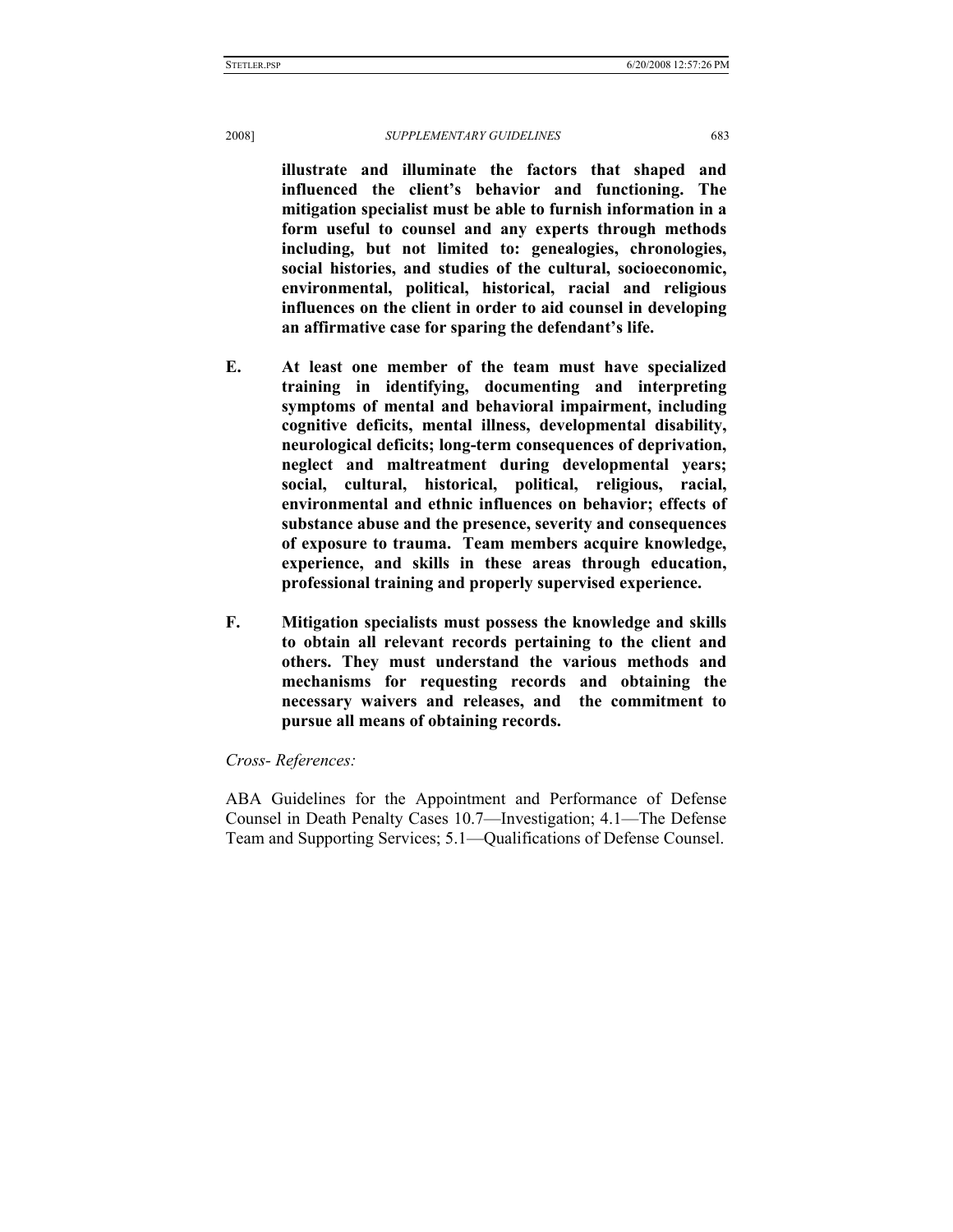**illustrate and illuminate the factors that shaped and influenced the client's behavior and functioning. The mitigation specialist must be able to furnish information in a form useful to counsel and any experts through methods including, but not limited to: genealogies, chronologies, social histories, and studies of the cultural, socioeconomic, environmental, political, historical, racial and religious influences on the client in order to aid counsel in developing an affirmative case for sparing the defendant's life.**

**E. At least one member of the team must have specialized training in identifying, documenting and interpreting symptoms of mental and behavioral impairment, including cognitive deficits, mental illness, developmental disability, neurological deficits; long-term consequences of deprivation, neglect and maltreatment during developmental years; social, cultural, historical, political, religious, racial, environmental and ethnic influences on behavior; effects of substance abuse and the presence, severity and consequences of exposure to trauma. Team members acquire knowledge, experience, and skills in these areas through education, professional training and properly supervised experience.**

**F. Mitigation specialists must possess the knowledge and skills to obtain all relevant records pertaining to the client and others. They must understand the various methods and mechanisms for requesting records and obtaining the necessary waivers and releases, and the commitment to pursue all means of obtaining records.**

*Cross- References:*

ABA Guidelines for the Appointment and Performance of Defense Counsel in Death Penalty Cases 10.7—Investigation; 4.1—The Defense Team and Supporting Services; 5.1—Qualifications of Defense Counsel.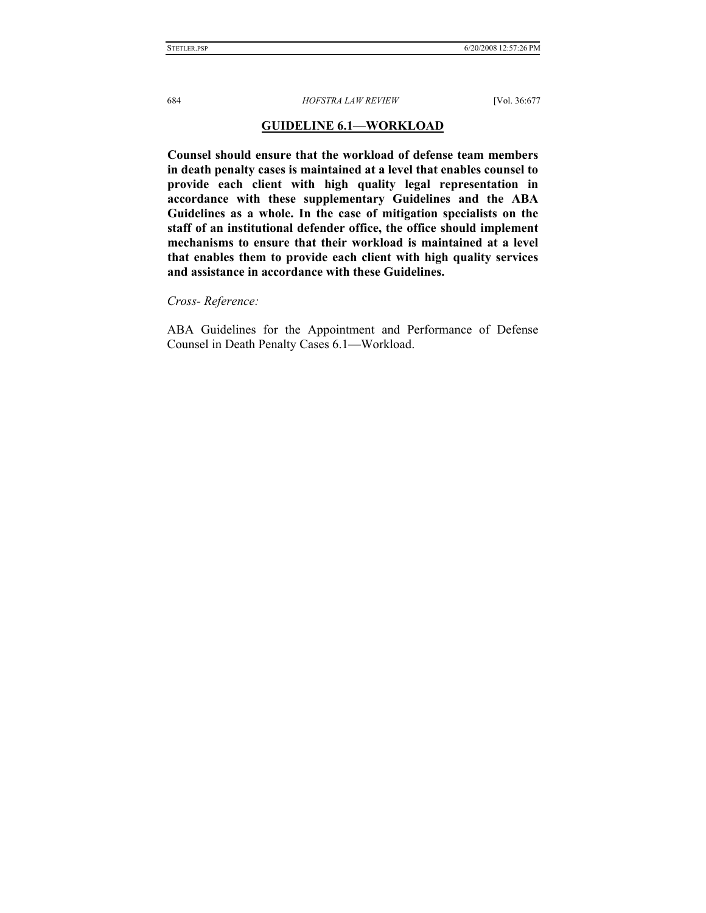## GUIDELINE 6.1—WORKLOAD

**Counsel should ensure that the workload of defense team members in death penalty cases is maintained at a level that enables counsel to provide each client with high quality legal representation in accordance with these supplementary Guidelines and the ABA Guidelines as a whole. In the case of mitigation specialists on the staff of an institutional defender office, the office should implement mechanisms to ensure that their workload is maintained at a level that enables them to provide each client with high quality services and assistance in accordance with these Guidelines.**

*Cross- Reference:*

ABA Guidelines for the Appointment and Performance of Defense Counsel in Death Penalty Cases 6.1—Workload.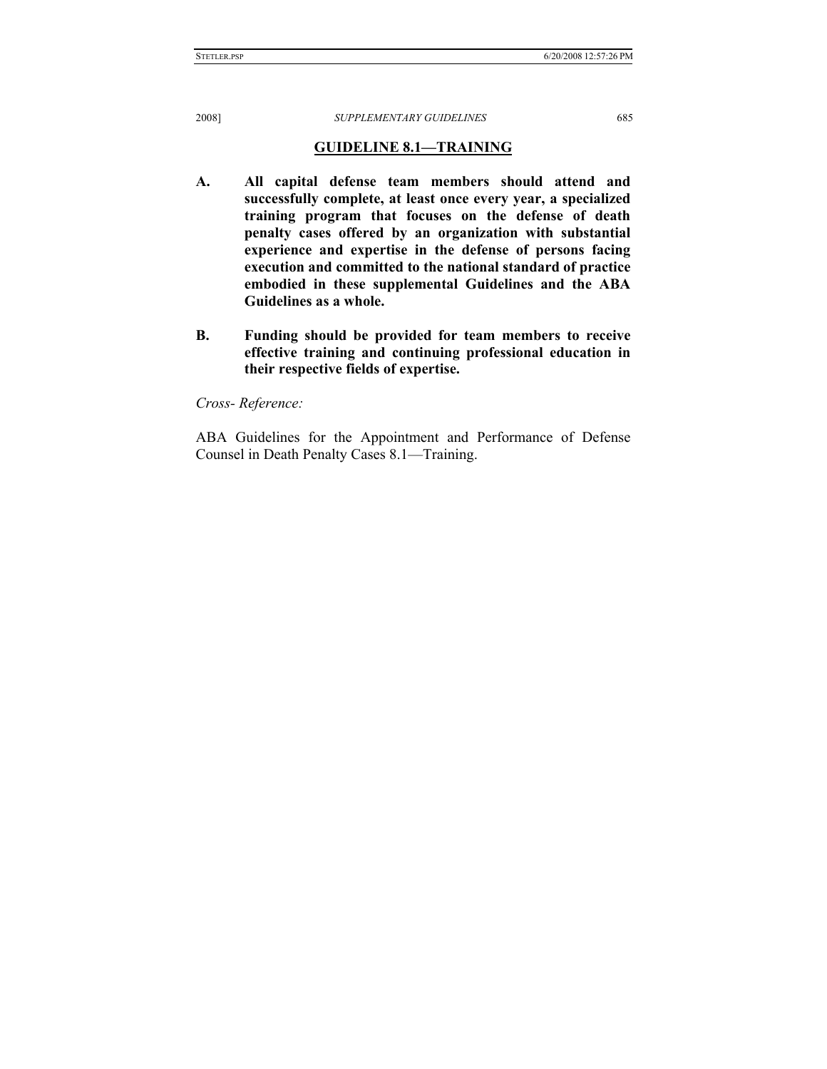## GUIDELINE 8.1—TRAINING

**A. All capital defense team members should attend and successfully complete, at least once every year, a specialized training program that focuses on the defense of death penalty cases offered by an organization with substantial experience and expertise in the defense of persons facing execution and committed to the national standard of practice embodied in these supplemental Guidelines and the ABA Guidelines as a whole.**

**B. Funding should be provided for team members to receive effective training and continuing professional education in their respective fields of expertise.**

*Cross- Reference:*

ABA Guidelines for the Appointment and Performance of Defense Counsel in Death Penalty Cases 8.1—Training.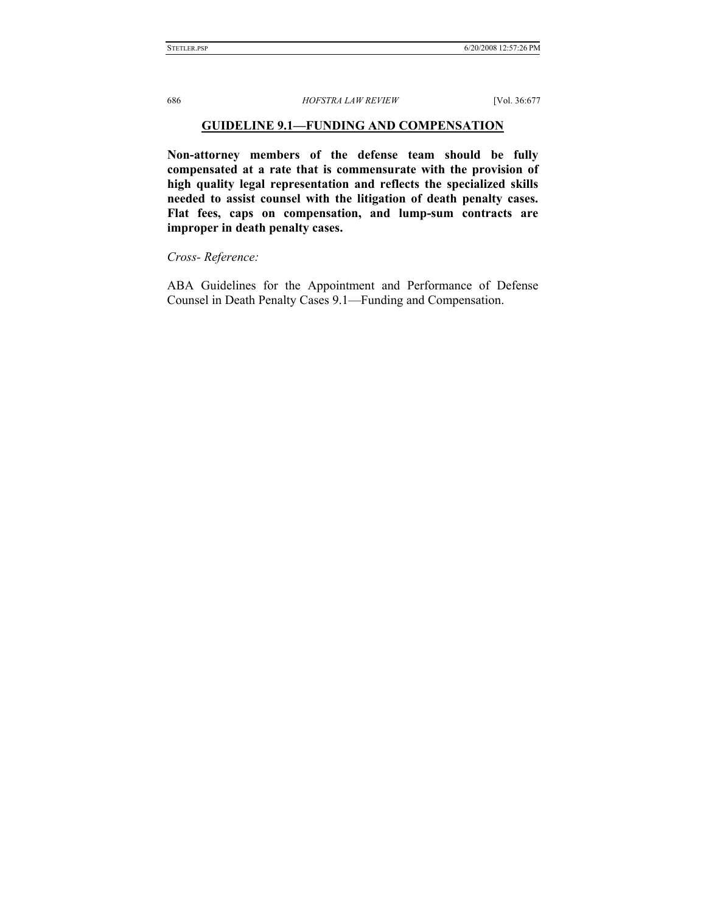## GUIDELINE 9.1—FUNDING AND COMPENSATION

**Non-attorney members of the defense team should be fully compensated at a rate that is commensurate with the provision of high quality legal representation and reflects the specialized skills needed to assist counsel with the litigation of death penalty cases. Flat fees, caps on compensation, and lump-sum contracts are improper in death penalty cases.**

*Cross- Reference:*

ABA Guidelines for the Appointment and Performance of Defense Counsel in Death Penalty Cases 9.1—Funding and Compensation.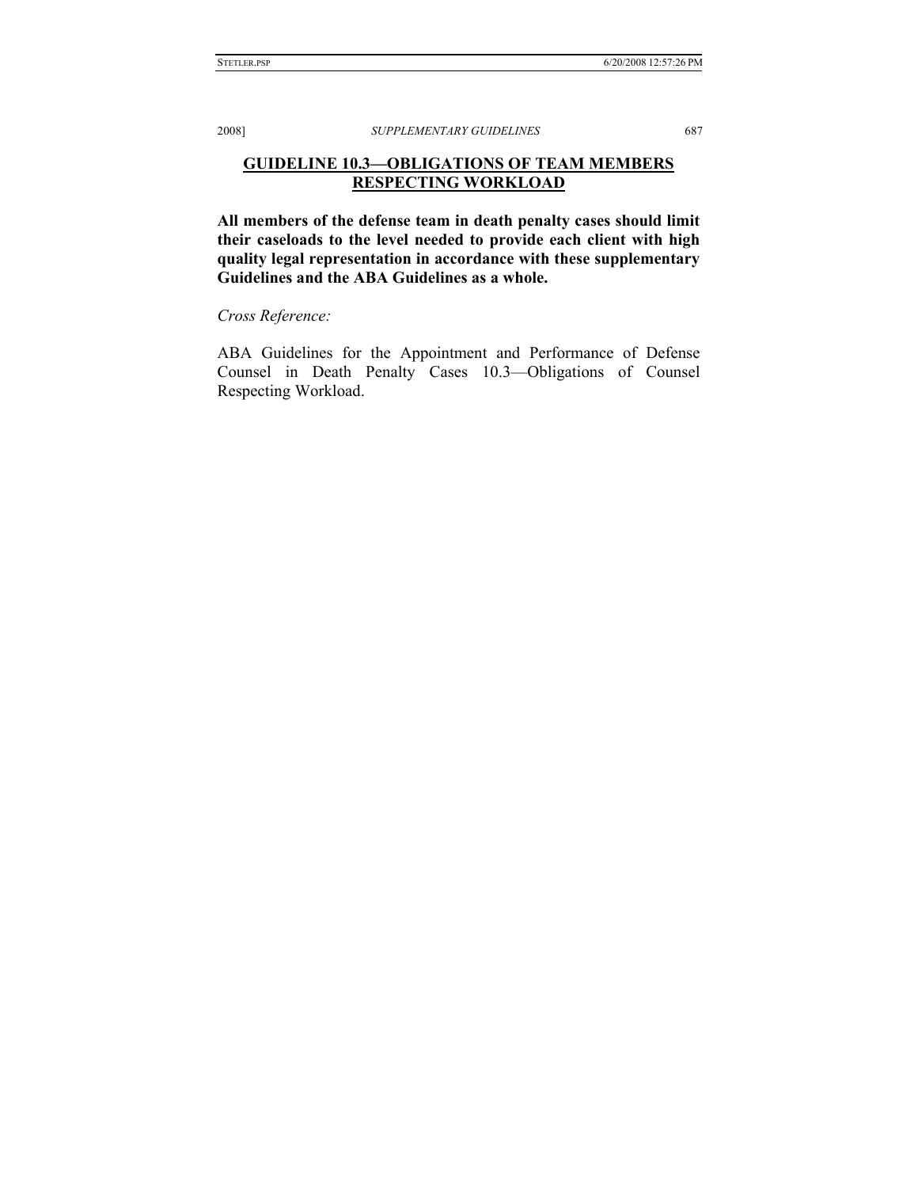## GUIDELINE 10.3—OBLIGATIONS OF TEAM MEMBERS RESPECTING WORKLOAD

**All members of the defense team in death penalty cases should limit their caseloads to the level needed to provide each client with high quality legal representation in accordance with these supplementary Guidelines and the ABA Guidelines as a whole.**

*Cross Reference:*

ABA Guidelines for the Appointment and Performance of Defense Counsel in Death Penalty Cases 10.3—Obligations of Counsel Respecting Workload.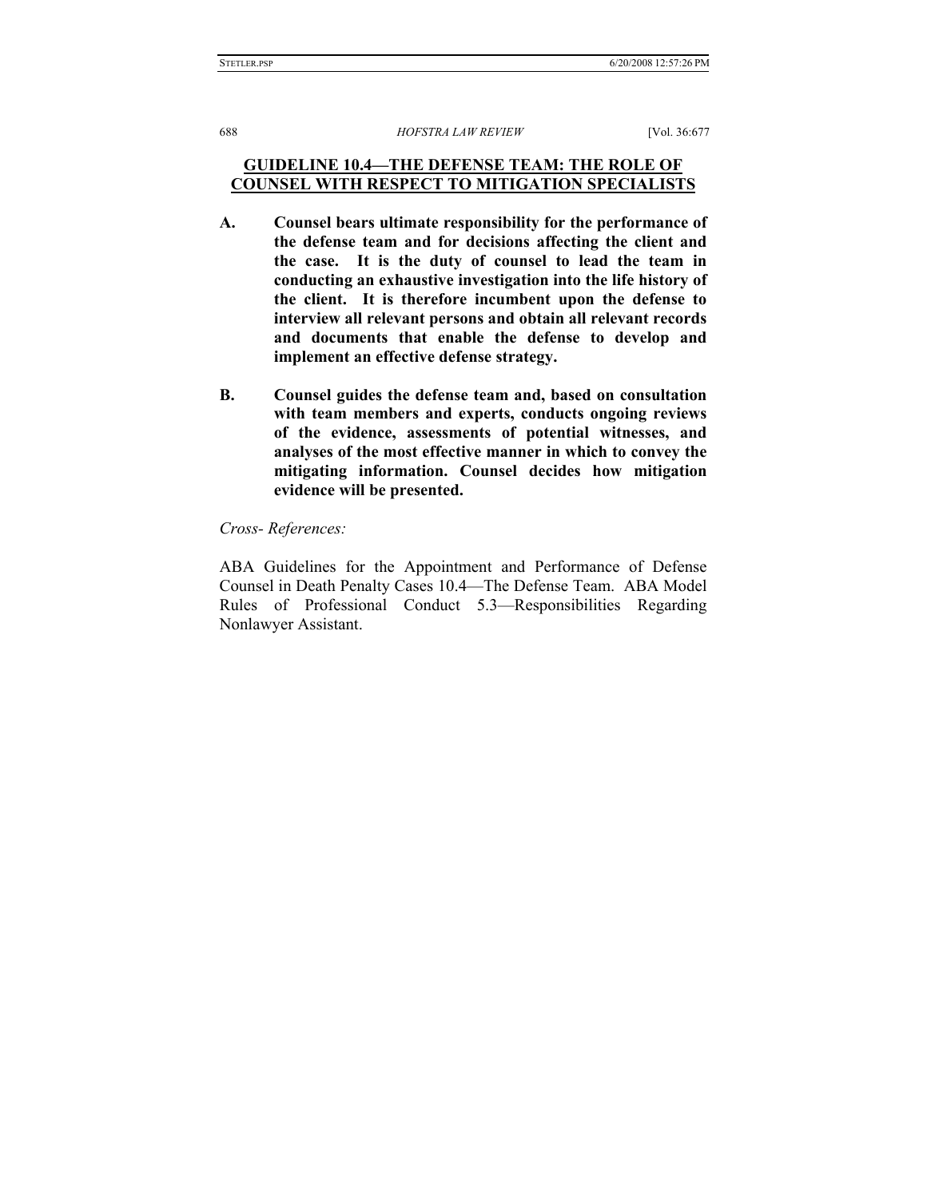## GUIDELINE 10.4—THE DEFENSE TEAM: THE ROLE OF COUNSEL WITH RESPECT TO MITIGATION SPECIALISTS

**A. Counsel bears ultimate responsibility for the performance of the defense team and for decisions affecting the client and the case. It is the duty of counsel to lead the team in conducting an exhaustive investigation into the life history of the client. It is therefore incumbent upon the defense to interview all relevant persons and obtain all relevant records and documents that enable the defense to develop and implement an effective defense strategy.**

**B. Counsel guides the defense team and, based on consultation with team members and experts, conducts ongoing reviews of the evidence, assessments of potential witnesses, and analyses of the most effective manner in which to convey the mitigating information. Counsel decides how mitigation evidence will be presented.**

*Cross- References:*

ABA Guidelines for the Appointment and Performance of Defense Counsel in Death Penalty Cases 10.4—The Defense Team. ABA Model Rules of Professional Conduct 5.3—Responsibilities Regarding Nonlawyer Assistant.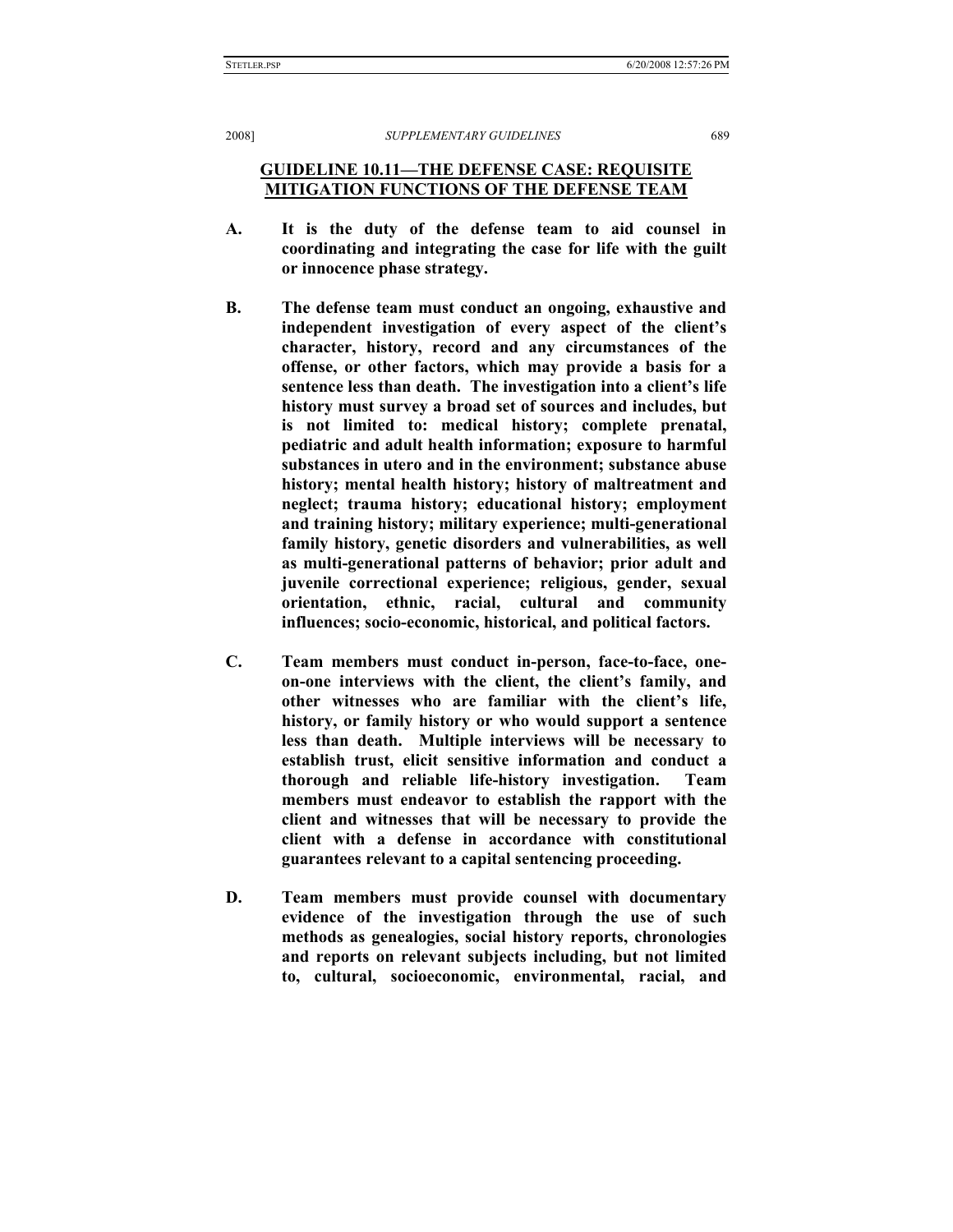## GUIDELINE 10.11—THE DEFENSE CASE: REQUISITE MITIGATION FUNCTIONS OF THE DEFENSE TEAM

**A. It is the duty of the defense team to aid counsel in coordinating and integrating the case for life with the guilt or innocence phase strategy.**

**B. The defense team must conduct an ongoing, exhaustive and independent investigation of every aspect of the client's character, history, record and any circumstances of the offense, or other factors, which may provide a basis for a sentence less than death. The investigation into a client's life history must survey a broad set of sources and includes, but is not limited to: medical history; complete prenatal, pediatric and adult health information; exposure to harmful substances in utero and in the environment; substance abuse history; mental health history; history of maltreatment and neglect; trauma history; educational history; employment and training history; military experience; multi-generational family history, genetic disorders and vulnerabilities, as well as multi-generational patterns of behavior; prior adult and juvenile correctional experience; religious, gender, sexual orientation, ethnic, racial, cultural and community influences; socio-economic, historical, and political factors.**

**C. Team members must conduct in-person, face-to-face, one-on-one interviews with the client, the client's family, and other witnesses who are familiar with the client's life, history, or family history or who would support a sentence less than death. Multiple interviews will be necessary to establish trust, elicit sensitive information and conduct a thorough and reliable life-history investigation. Team members must endeavor to establish the rapport with the client and witnesses that will be necessary to provide the client with a defense in accordance with constitutional guarantees relevant to a capital sentencing proceeding.**

**D. Team members must provide counsel with documentary evidence of the investigation through the use of such methods as genealogies, social history reports, chronologies and reports on relevant subjects including, but not limited to, cultural, socioeconomic, environmental, racial, and**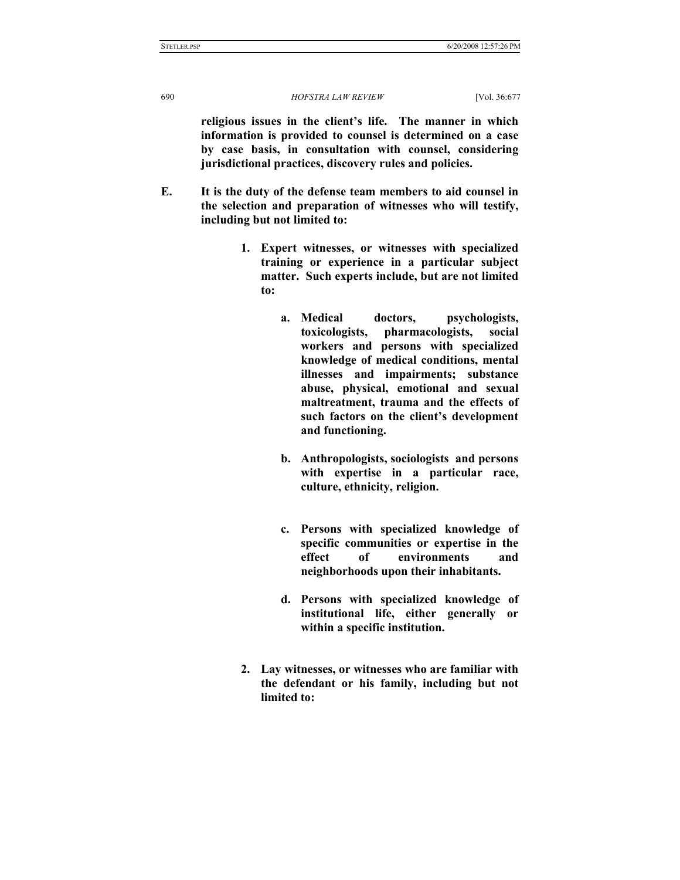**religious issues in the client's life. The manner in which information is provided to counsel is determined on a case by case basis, in consultation with counsel, considering jurisdictional practices, discovery rules and policies.**

**E. It is the duty of the defense team members to aid counsel in the selection and preparation of witnesses who will testify, including but not limited to:**

1. **Expert witnesses, or witnesses with specialized training or experience in a particular subject matter. Such experts include, but are not limited to:**

    a. **Medical doctors, psychologists, toxicologists, pharmacologists, social workers and persons with specialized knowledge of medical conditions, mental illnesses and impairments; substance abuse, physical, emotional and sexual maltreatment, trauma and the effects of such factors on the client's development and functioning.**

    b. **Anthropologists, sociologists and persons with expertise in a particular race, culture, ethnicity, religion.**

    c. **Persons with specialized knowledge of specific communities or expertise in the effect of environments and neighborhoods upon their inhabitants.**

    d. **Persons with specialized knowledge of institutional life, either generally or within a specific institution.**

2. **Lay witnesses, or witnesses who are familiar with the defendant or his family, including but not limited to:**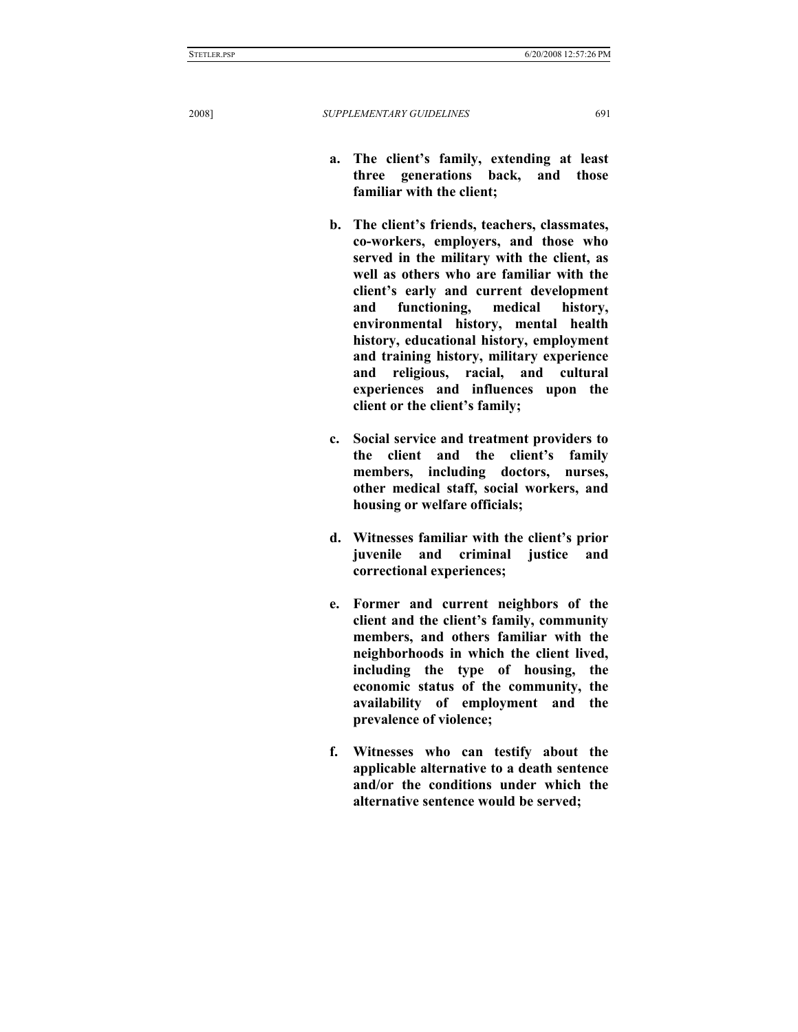**a. The client's family, extending at least three generations back, and those familiar with the client;**

**b. The client's friends, teachers, classmates, co-workers, employers, and those who served in the military with the client, as well as others who are familiar with the client's early and current development and functioning, medical history, environmental history, mental health history, educational history, employment and training history, military experience and religious, racial, and cultural experiences and influences upon the client or the client's family;**

**c. Social service and treatment providers to the client and the client's family members, including doctors, nurses, other medical staff, social workers, and housing or welfare officials;**

**d. Witnesses familiar with the client's prior juvenile and criminal justice and correctional experiences;**

**e. Former and current neighbors of the client and the client's family, community members, and others familiar with the neighborhoods in which the client lived, including the type of housing, the economic status of the community, the availability of employment and the prevalence of violence;**

**f. Witnesses who can testify about the applicable alternative to a death sentence and/or the conditions under which the alternative sentence would be served;**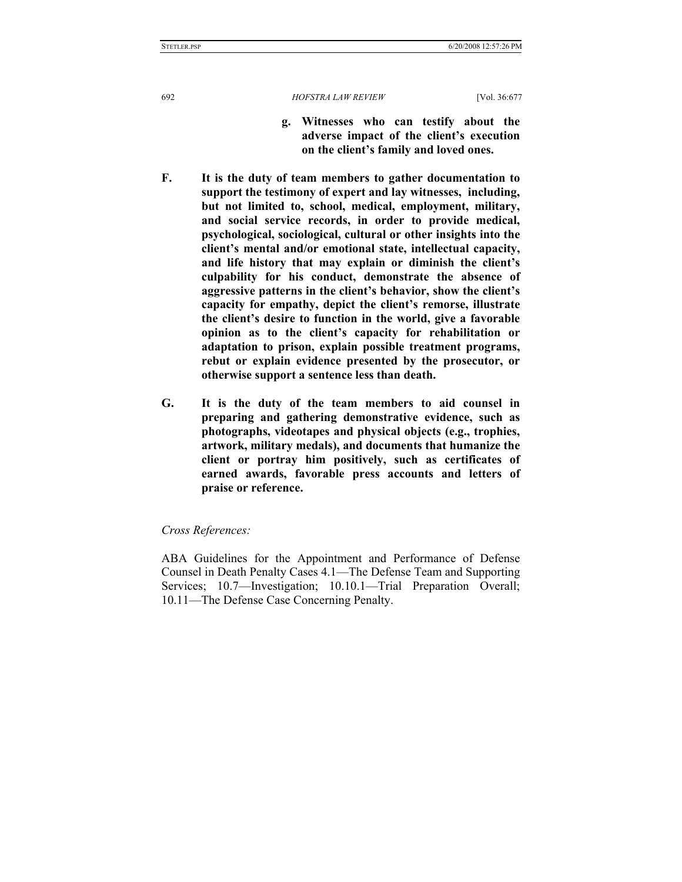**g. Witnesses who can testify about the adverse impact of the client's execution on the client's family and loved ones.**

**F. It is the duty of team members to gather documentation to support the testimony of expert and lay witnesses, including, but not limited to, school, medical, employment, military, and social service records, in order to provide medical, psychological, sociological, cultural or other insights into the client's mental and/or emotional state, intellectual capacity, and life history that may explain or diminish the client's culpability for his conduct, demonstrate the absence of aggressive patterns in the client's behavior, show the client's capacity for empathy, depict the client's remorse, illustrate the client's desire to function in the world, give a favorable opinion as to the client's capacity for rehabilitation or adaptation to prison, explain possible treatment programs, rebut or explain evidence presented by the prosecutor, or otherwise support a sentence less than death.**

**G. It is the duty of the team members to aid counsel in preparing and gathering demonstrative evidence, such as photographs, videotapes and physical objects (e.g., trophies, artwork, military medals), and documents that humanize the client or portray him positively, such as certificates of earned awards, favorable press accounts and letters of praise or reference.**

*Cross References:*

ABA Guidelines for the Appointment and Performance of Defense Counsel in Death Penalty Cases 4.1—The Defense Team and Supporting Services; 10.7—Investigation; 10.10.1—Trial Preparation Overall; 10.11—The Defense Case Concerning Penalty.